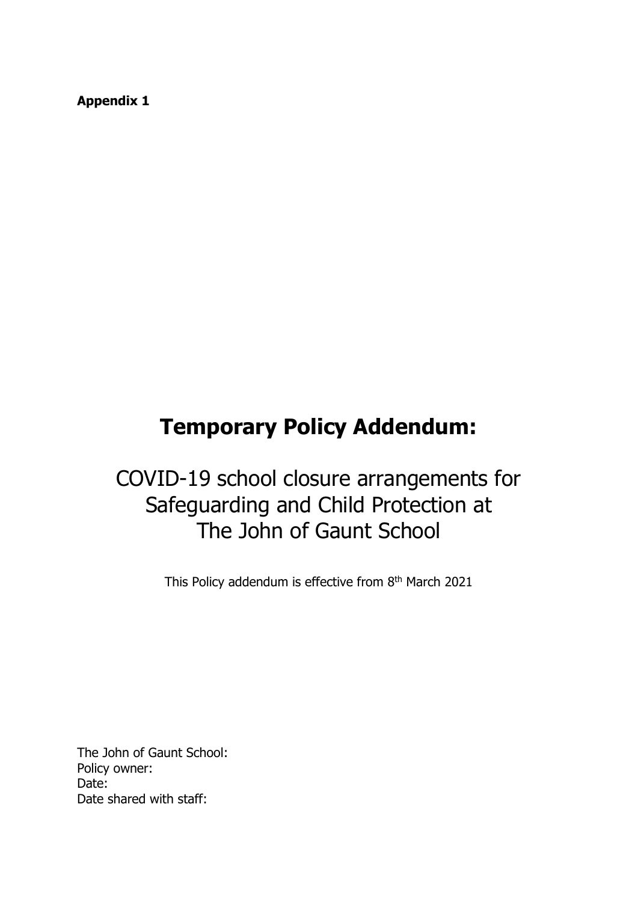**Appendix 1**

# Temporary Policy Addendum:

## COVID-19 school closure arrangements for Safeguarding and Child Protection at The John of Gaunt School

This Policy addendum is effective from 8th March 2021

The John of Gaunt School:
Policy owner:
Date:
Date shared with staff: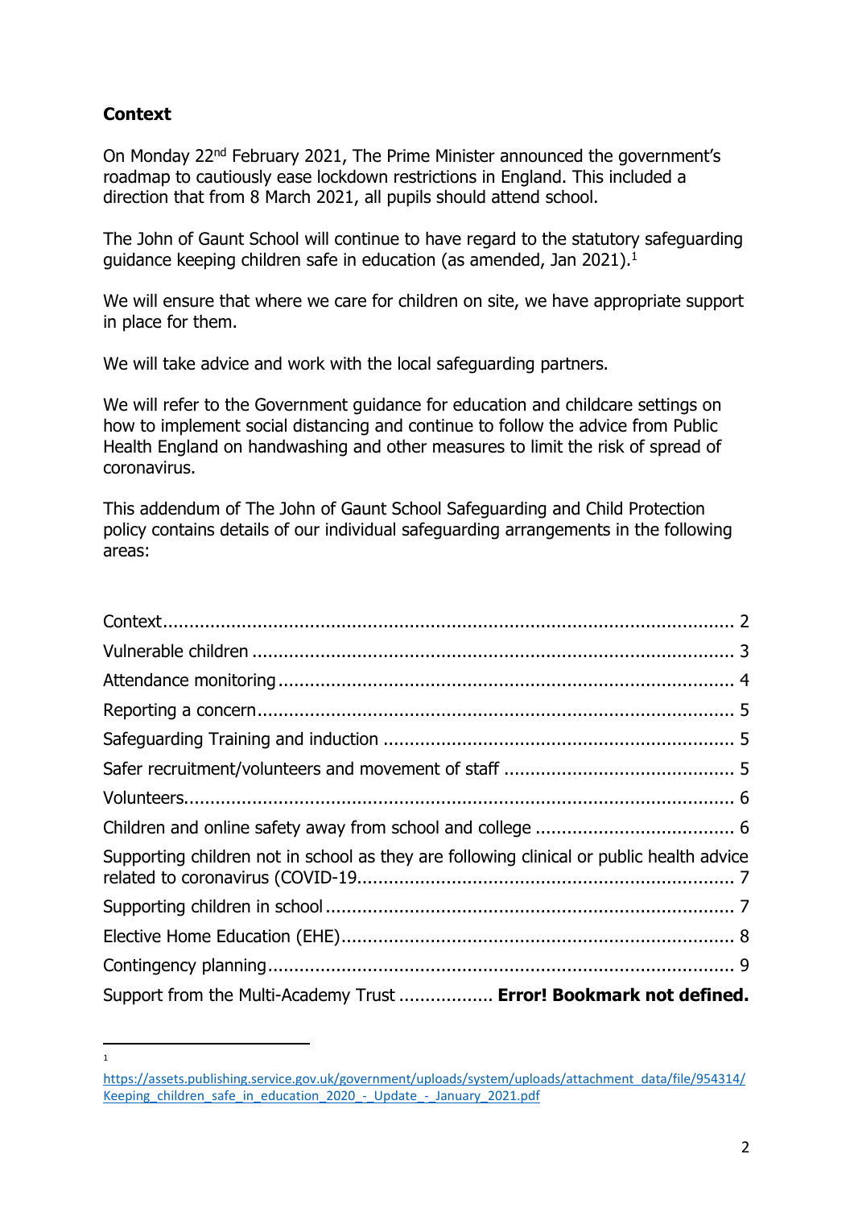## Context

On Monday 22nd February 2021, The Prime Minister announced the government's roadmap to cautiously ease lockdown restrictions in England. This included a direction that from 8 March 2021, all pupils should attend school.

The John of Gaunt School will continue to have regard to the statutory safeguarding guidance keeping children safe in education (as amended, Jan 2021).[1]

We will ensure that where we care for children on site, we have appropriate support in place for them.

We will take advice and work with the local safeguarding partners.

We will refer to the Government guidance for education and childcare settings on how to implement social distancing and continue to follow the advice from Public Health England on handwashing and other measures to limit the risk of spread of coronavirus.

This addendum of The John of Gaunt School Safeguarding and Child Protection policy contains details of our individual safeguarding arrangements in the following areas:

Context ........................................................................................................ 2
Vulnerable children ...................................................................................... 3
Attendance monitoring .................................................................................. 4
Reporting a concern ...................................................................................... 5
Safeguarding Training and induction ............................................................... 5
Safer recruitment/volunteers and movement of staff ......................................... 5
Volunteers .................................................................................................... 6
Children and online safety away from school and college .................................. 6
Supporting children not in school as they are following clinical or public health advice related to coronavirus (COVID-19 ........................................................................ 7
Supporting children in school ......................................................................... 7
Elective Home Education (EHE) ...................................................................... 8
Contingency planning .................................................................................... 9
Support from the Multi-Academy Trust .................. **Error! Bookmark not defined.**

---

[1] https://assets.publishing.service.gov.uk/government/uploads/system/uploads/attachment_data/file/954314/Keeping_children_safe_in_education_2020_-_Update_-_January_2021.pdf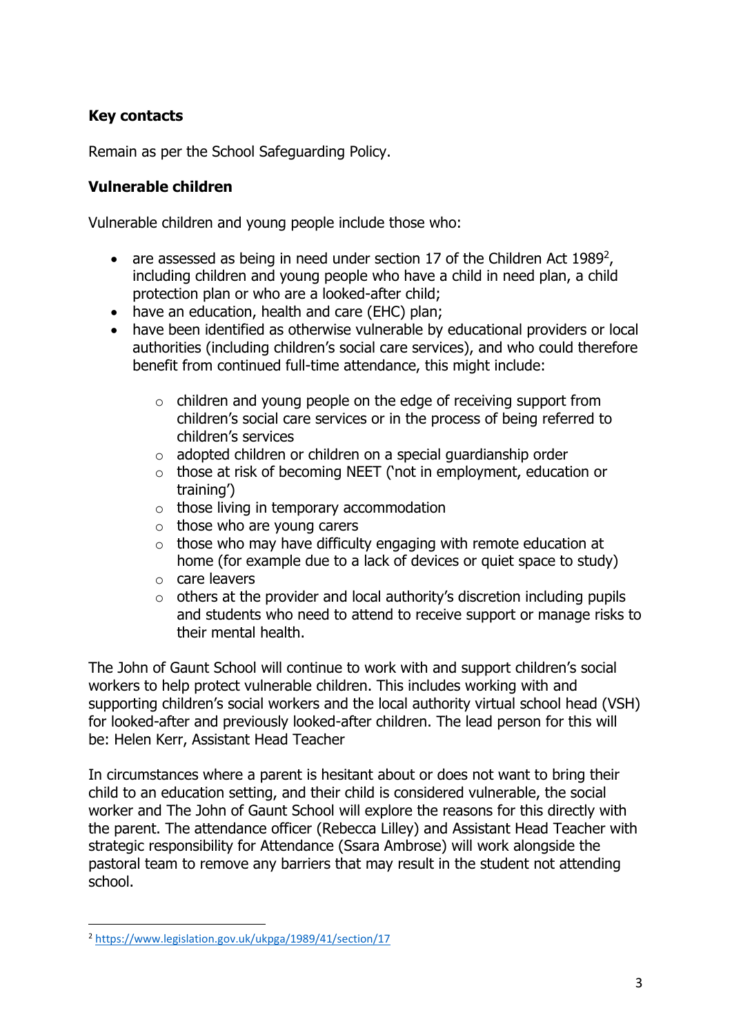**Key contacts**

Remain as per the School Safeguarding Policy.

**Vulnerable children**

Vulnerable children and young people include those who:

- are assessed as being in need under section 17 of the Children Act 1989[2], including children and young people who have a child in need plan, a child protection plan or who are a looked-after child;
- have an education, health and care (EHC) plan;
- have been identified as otherwise vulnerable by educational providers or local authorities (including children's social care services), and who could therefore benefit from continued full-time attendance, this might include:
    - children and young people on the edge of receiving support from children's social care services or in the process of being referred to children's services
    - adopted children or children on a special guardianship order
    - those at risk of becoming NEET ('not in employment, education or training')
    - those living in temporary accommodation
    - those who are young carers
    - those who may have difficulty engaging with remote education at home (for example due to a lack of devices or quiet space to study)
    - care leavers
    - others at the provider and local authority's discretion including pupils and students who need to attend to receive support or manage risks to their mental health.

The John of Gaunt School will continue to work with and support children's social workers to help protect vulnerable children. This includes working with and supporting children's social workers and the local authority virtual school head (VSH) for looked-after and previously looked-after children. The lead person for this will be: Helen Kerr, Assistant Head Teacher

In circumstances where a parent is hesitant about or does not want to bring their child to an education setting, and their child is considered vulnerable, the social worker and The John of Gaunt School will explore the reasons for this directly with the parent. The attendance officer (Rebecca Lilley) and Assistant Head Teacher with strategic responsibility for Attendance (Ssara Ambrose) will work alongside the pastoral team to remove any barriers that may result in the student not attending school.

---

[2] https://www.legislation.gov.uk/ukpga/1989/41/section/17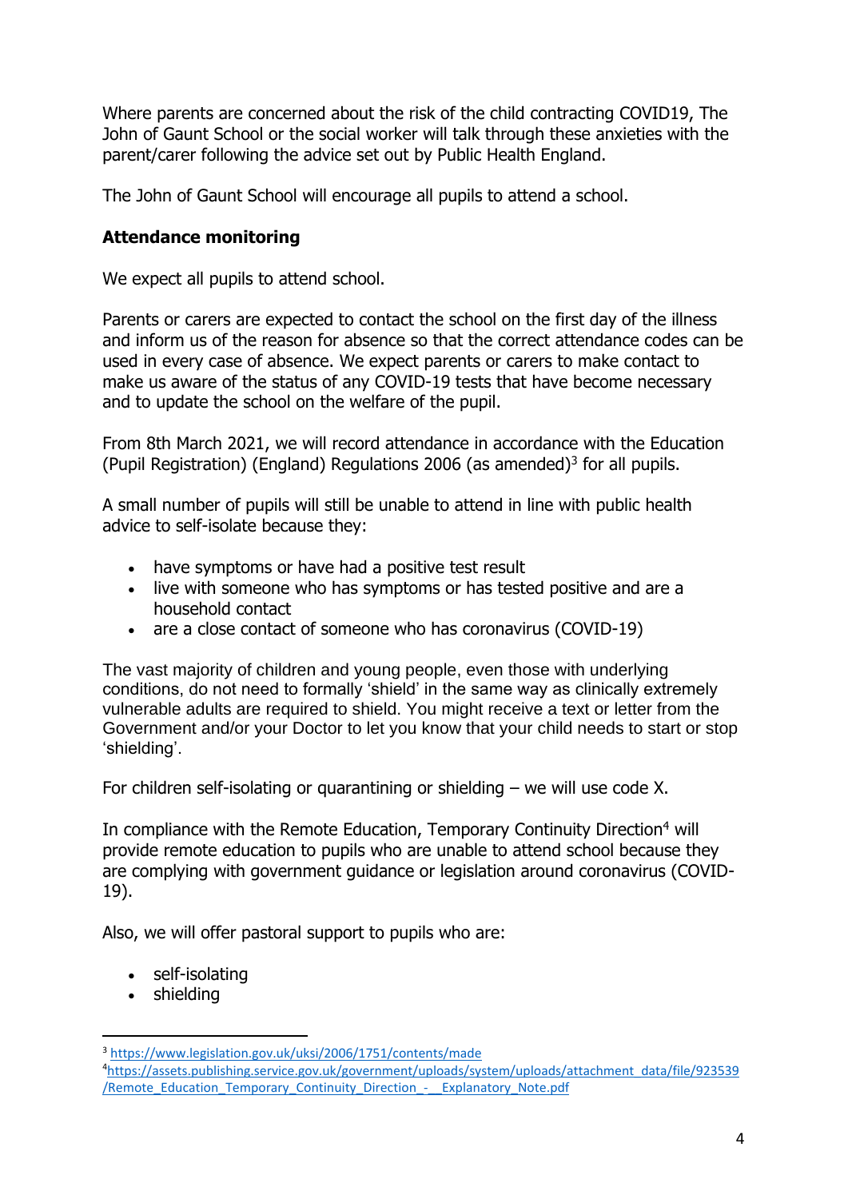Where parents are concerned about the risk of the child contracting COVID19, The John of Gaunt School or the social worker will talk through these anxieties with the parent/carer following the advice set out by Public Health England.

The John of Gaunt School will encourage all pupils to attend a school.

**Attendance monitoring**

We expect all pupils to attend school.

Parents or carers are expected to contact the school on the first day of the illness and inform us of the reason for absence so that the correct attendance codes can be used in every case of absence. We expect parents or carers to make contact to make us aware of the status of any COVID-19 tests that have become necessary and to update the school on the welfare of the pupil.

From 8th March 2021, we will record attendance in accordance with the Education (Pupil Registration) (England) Regulations 2006 (as amended)[3] for all pupils.

A small number of pupils will still be unable to attend in line with public health advice to self-isolate because they:

- have symptoms or have had a positive test result
- live with someone who has symptoms or has tested positive and are a household contact
- are a close contact of someone who has coronavirus (COVID-19)

The vast majority of children and young people, even those with underlying conditions, do not need to formally 'shield' in the same way as clinically extremely vulnerable adults are required to shield. You might receive a text or letter from the Government and/or your Doctor to let you know that your child needs to start or stop 'shielding'.

For children self-isolating or quarantining or shielding – we will use code X.

In compliance with the Remote Education, Temporary Continuity Direction[4] will provide remote education to pupils who are unable to attend school because they are complying with government guidance or legislation around coronavirus (COVID-19).

Also, we will offer pastoral support to pupils who are:

- self-isolating
- shielding

---

[3] https://www.legislation.gov.uk/uksi/2006/1751/contents/made

[4] https://assets.publishing.service.gov.uk/government/uploads/system/uploads/attachment_data/file/923539/Remote_Education_Temporary_Continuity_Direction_-__Explanatory_Note.pdf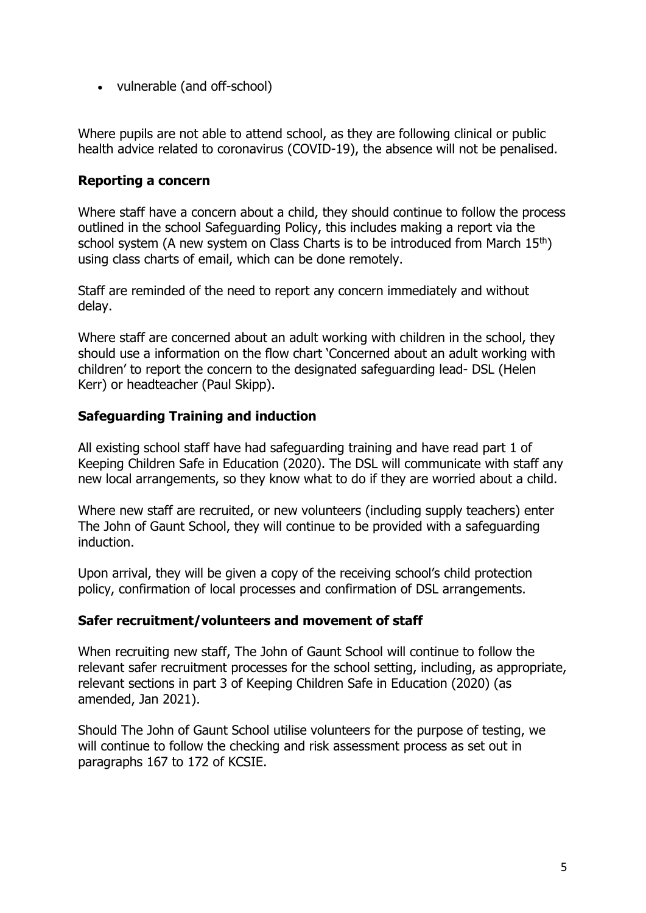- vulnerable (and off-school)

Where pupils are not able to attend school, as they are following clinical or public health advice related to coronavirus (COVID-19), the absence will not be penalised.

## Reporting a concern

Where staff have a concern about a child, they should continue to follow the process outlined in the school Safeguarding Policy, this includes making a report via the school system (A new system on Class Charts is to be introduced from March 15th) using class charts of email, which can be done remotely.

Staff are reminded of the need to report any concern immediately and without delay.

Where staff are concerned about an adult working with children in the school, they should use a information on the flow chart 'Concerned about an adult working with children' to report the concern to the designated safeguarding lead- DSL (Helen Kerr) or headteacher (Paul Skipp).

## Safeguarding Training and induction

All existing school staff have had safeguarding training and have read part 1 of Keeping Children Safe in Education (2020). The DSL will communicate with staff any new local arrangements, so they know what to do if they are worried about a child.

Where new staff are recruited, or new volunteers (including supply teachers) enter The John of Gaunt School, they will continue to be provided with a safeguarding induction.

Upon arrival, they will be given a copy of the receiving school's child protection policy, confirmation of local processes and confirmation of DSL arrangements.

## Safer recruitment/volunteers and movement of staff

When recruiting new staff, The John of Gaunt School will continue to follow the relevant safer recruitment processes for the school setting, including, as appropriate, relevant sections in part 3 of Keeping Children Safe in Education (2020) (as amended, Jan 2021).

Should The John of Gaunt School utilise volunteers for the purpose of testing, we will continue to follow the checking and risk assessment process as set out in paragraphs 167 to 172 of KCSIE.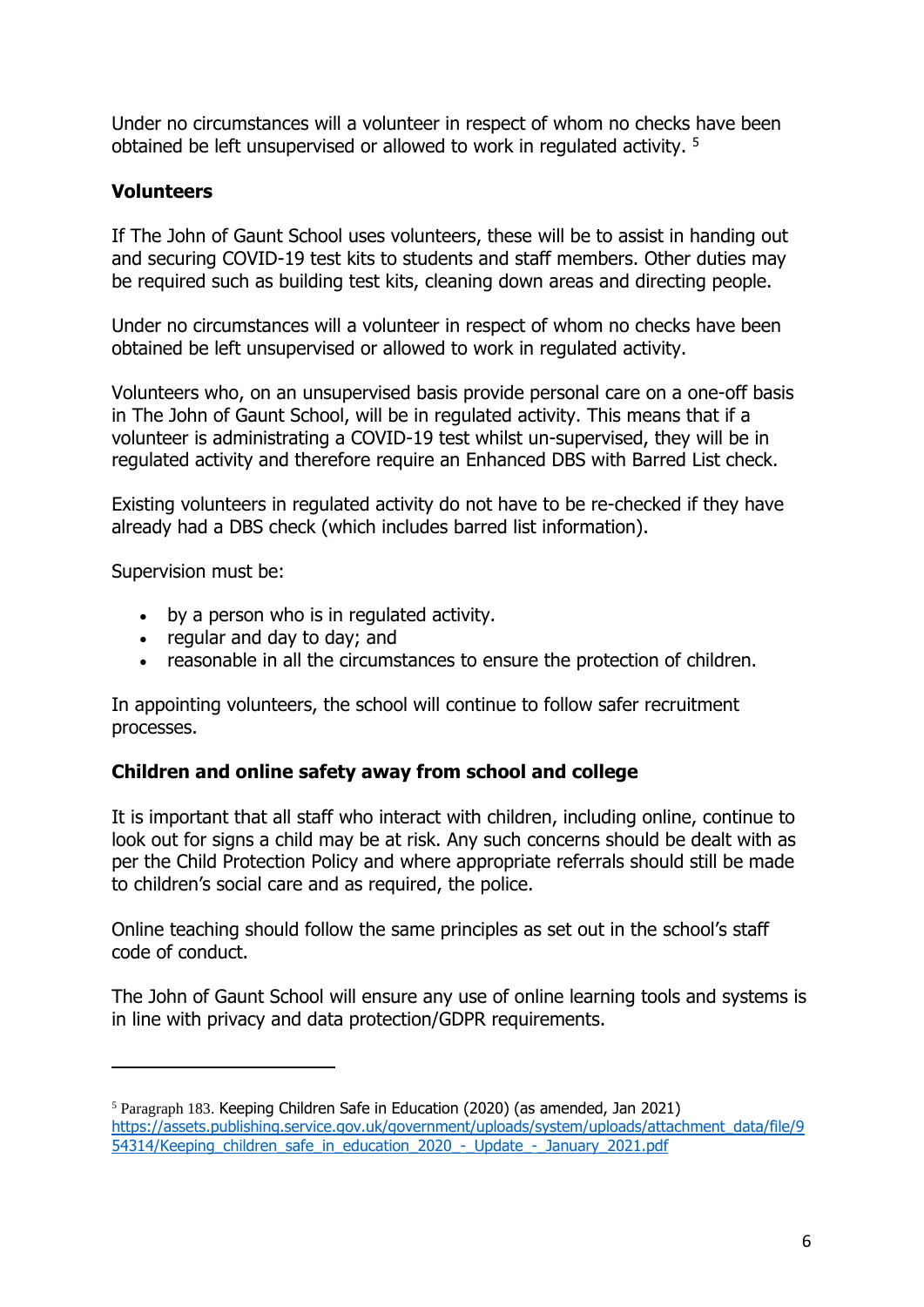Under no circumstances will a volunteer in respect of whom no checks have been obtained be left unsupervised or allowed to work in regulated activity. [5]

**Volunteers**

If The John of Gaunt School uses volunteers, these will be to assist in handing out and securing COVID-19 test kits to students and staff members. Other duties may be required such as building test kits, cleaning down areas and directing people.

Under no circumstances will a volunteer in respect of whom no checks have been obtained be left unsupervised or allowed to work in regulated activity.

Volunteers who, on an unsupervised basis provide personal care on a one-off basis in The John of Gaunt School, will be in regulated activity. This means that if a volunteer is administrating a COVID-19 test whilst un-supervised, they will be in regulated activity and therefore require an Enhanced DBS with Barred List check.

Existing volunteers in regulated activity do not have to be re-checked if they have already had a DBS check (which includes barred list information).

Supervision must be:

- by a person who is in regulated activity.
- regular and day to day; and
- reasonable in all the circumstances to ensure the protection of children.

In appointing volunteers, the school will continue to follow safer recruitment processes.

**Children and online safety away from school and college**

It is important that all staff who interact with children, including online, continue to look out for signs a child may be at risk. Any such concerns should be dealt with as per the Child Protection Policy and where appropriate referrals should still be made to children's social care and as required, the police.

Online teaching should follow the same principles as set out in the school's staff code of conduct.

The John of Gaunt School will ensure any use of online learning tools and systems is in line with privacy and data protection/GDPR requirements.

---

[5] Paragraph 183. Keeping Children Safe in Education (2020) (as amended, Jan 2021) https://assets.publishing.service.gov.uk/government/uploads/system/uploads/attachment_data/file/954314/Keeping_children_safe_in_education_2020_-_Update_-_January_2021.pdf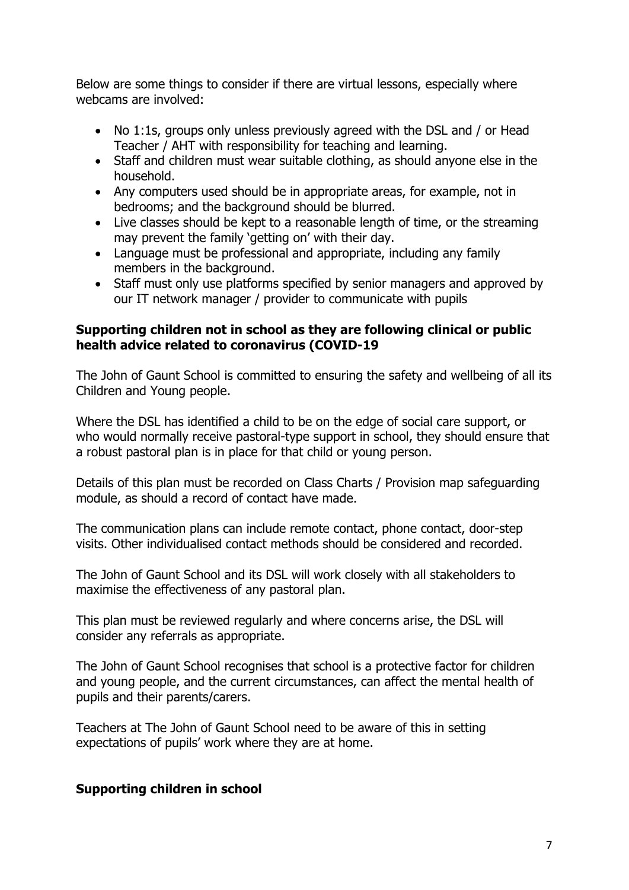Below are some things to consider if there are virtual lessons, especially where webcams are involved:

- No 1:1s, groups only unless previously agreed with the DSL and / or Head Teacher / AHT with responsibility for teaching and learning.
- Staff and children must wear suitable clothing, as should anyone else in the household.
- Any computers used should be in appropriate areas, for example, not in bedrooms; and the background should be blurred.
- Live classes should be kept to a reasonable length of time, or the streaming may prevent the family 'getting on' with their day.
- Language must be professional and appropriate, including any family members in the background.
- Staff must only use platforms specified by senior managers and approved by our IT network manager / provider to communicate with pupils

**Supporting children not in school as they are following clinical or public health advice related to coronavirus (COVID-19**

The John of Gaunt School is committed to ensuring the safety and wellbeing of all its Children and Young people.

Where the DSL has identified a child to be on the edge of social care support, or who would normally receive pastoral-type support in school, they should ensure that a robust pastoral plan is in place for that child or young person.

Details of this plan must be recorded on Class Charts / Provision map safeguarding module, as should a record of contact have made.

The communication plans can include remote contact, phone contact, door-step visits. Other individualised contact methods should be considered and recorded.

The John of Gaunt School and its DSL will work closely with all stakeholders to maximise the effectiveness of any pastoral plan.

This plan must be reviewed regularly and where concerns arise, the DSL will consider any referrals as appropriate.

The John of Gaunt School recognises that school is a protective factor for children and young people, and the current circumstances, can affect the mental health of pupils and their parents/carers.

Teachers at The John of Gaunt School need to be aware of this in setting expectations of pupils' work where they are at home.

**Supporting children in school**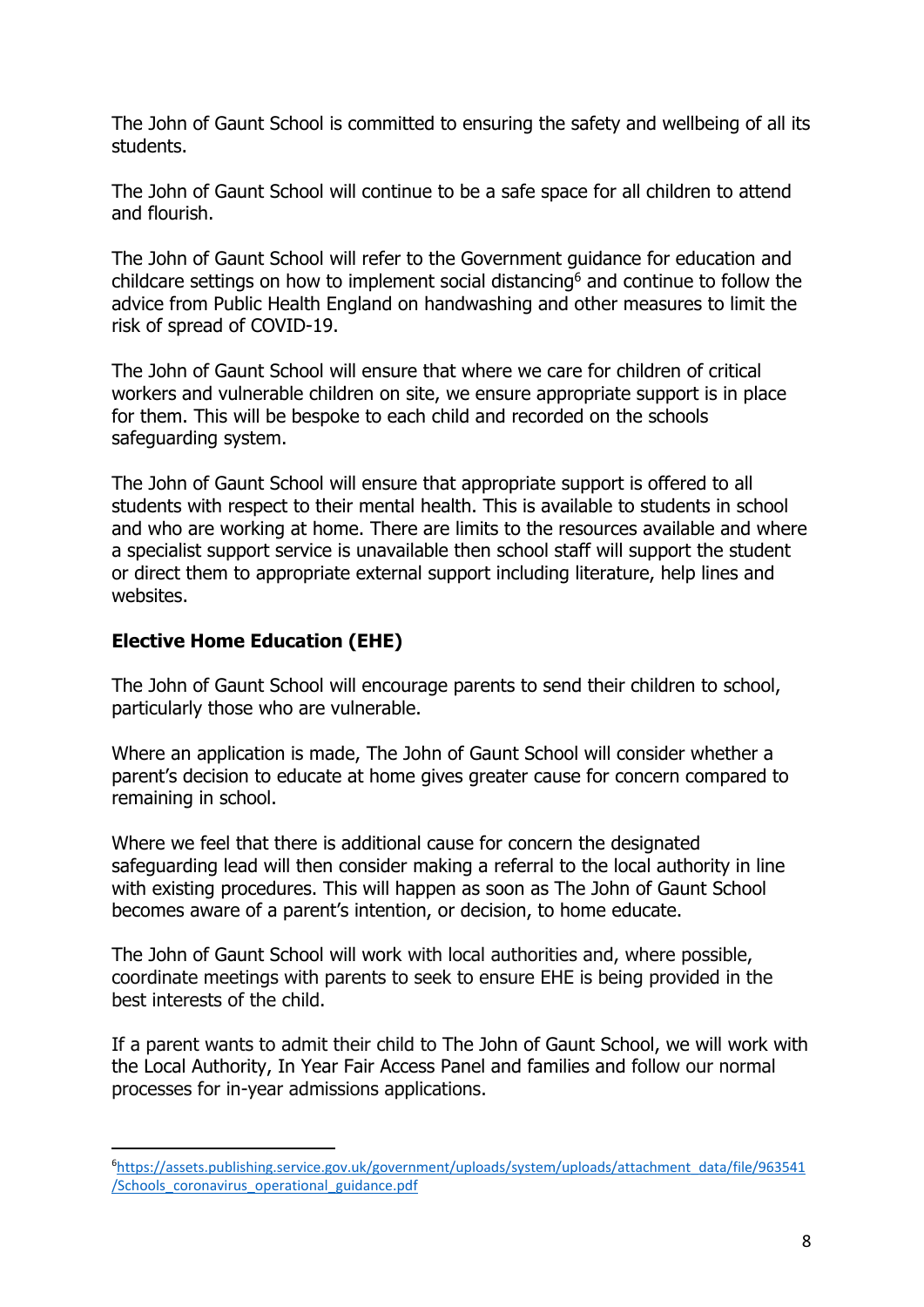The John of Gaunt School is committed to ensuring the safety and wellbeing of all its students.

The John of Gaunt School will continue to be a safe space for all children to attend and flourish.

The John of Gaunt School will refer to the Government guidance for education and childcare settings on how to implement social distancing[6] and continue to follow the advice from Public Health England on handwashing and other measures to limit the risk of spread of COVID-19.

The John of Gaunt School will ensure that where we care for children of critical workers and vulnerable children on site, we ensure appropriate support is in place for them. This will be bespoke to each child and recorded on the schools safeguarding system.

The John of Gaunt School will ensure that appropriate support is offered to all students with respect to their mental health. This is available to students in school and who are working at home. There are limits to the resources available and where a specialist support service is unavailable then school staff will support the student or direct them to appropriate external support including literature, help lines and websites.

## Elective Home Education (EHE)

The John of Gaunt School will encourage parents to send their children to school, particularly those who are vulnerable.

Where an application is made, The John of Gaunt School will consider whether a parent's decision to educate at home gives greater cause for concern compared to remaining in school.

Where we feel that there is additional cause for concern the designated safeguarding lead will then consider making a referral to the local authority in line with existing procedures. This will happen as soon as The John of Gaunt School becomes aware of a parent's intention, or decision, to home educate.

The John of Gaunt School will work with local authorities and, where possible, coordinate meetings with parents to seek to ensure EHE is being provided in the best interests of the child.

If a parent wants to admit their child to The John of Gaunt School, we will work with the Local Authority, In Year Fair Access Panel and families and follow our normal processes for in-year admissions applications.

---

[6] https://assets.publishing.service.gov.uk/government/uploads/system/uploads/attachment_data/file/963541/Schools_coronavirus_operational_guidance.pdf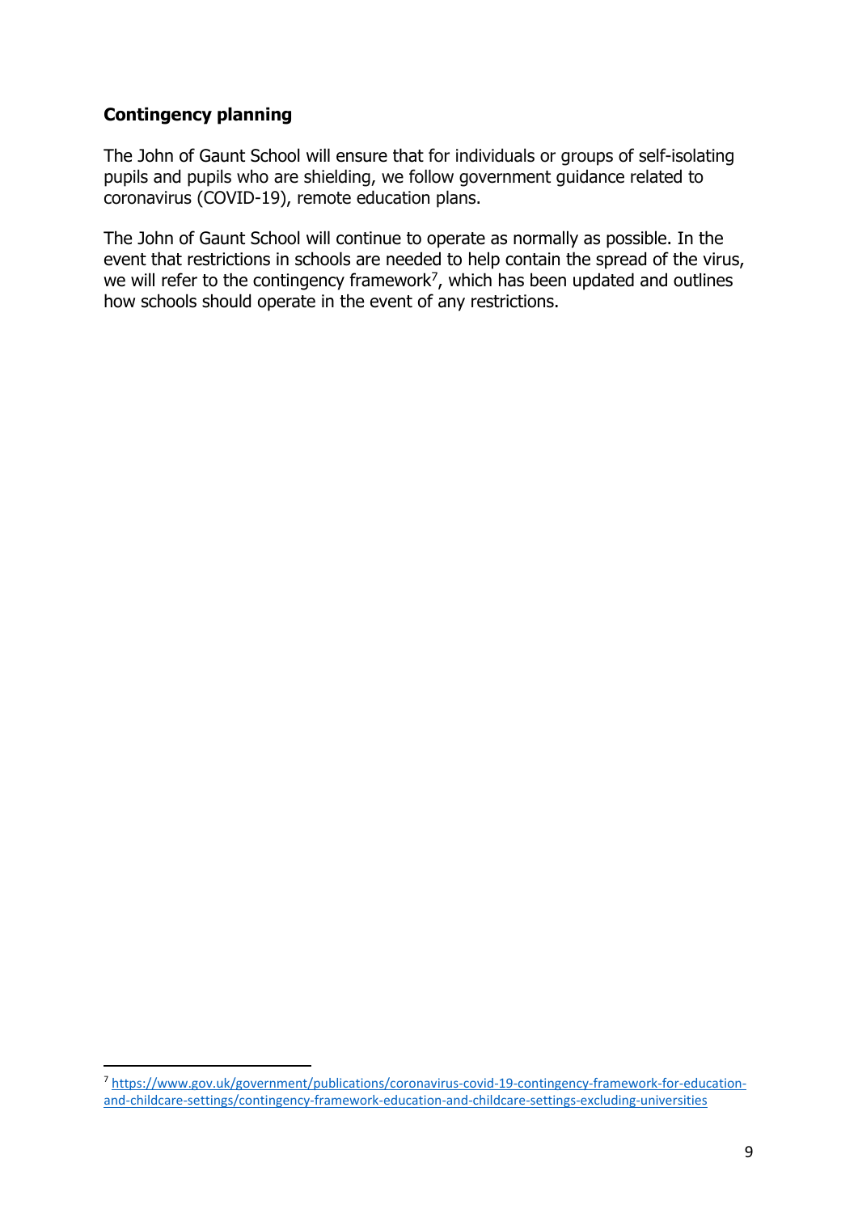## Contingency planning

The John of Gaunt School will ensure that for individuals or groups of self-isolating pupils and pupils who are shielding, we follow government guidance related to coronavirus (COVID-19), remote education plans.

The John of Gaunt School will continue to operate as normally as possible. In the event that restrictions in schools are needed to help contain the spread of the virus, we will refer to the contingency framework[7], which has been updated and outlines how schools should operate in the event of any restrictions.

---

[7] https://www.gov.uk/government/publications/coronavirus-covid-19-contingency-framework-for-education-and-childcare-settings/contingency-framework-education-and-childcare-settings-excluding-universities